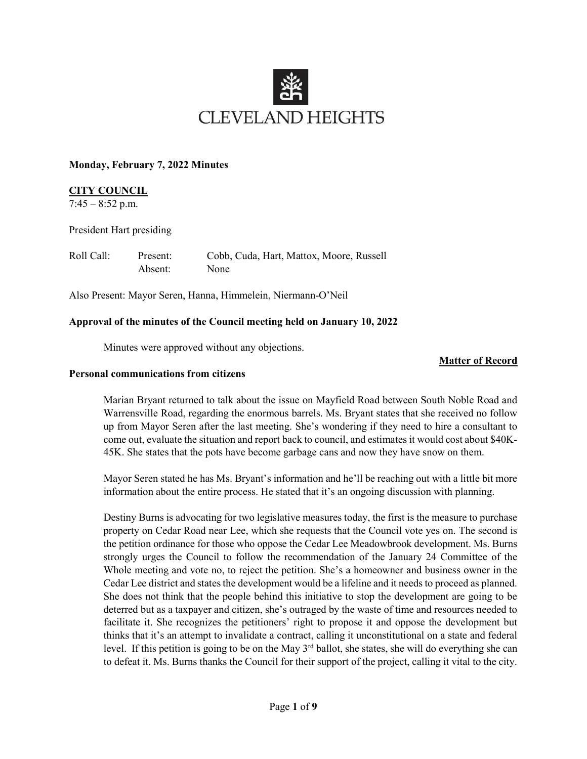# CLEVELAND HEIGHTS

**Monday, February 7, 2022 Minutes**

**CITY COUNCIL**

7:45 – 8:52 p.m.

President Hart presiding

| | | |
|---|---|---|
| Roll Call: | Present: | Cobb, Cuda, Hart, Mattox, Moore, Russell |
| | Absent: | None |

Also Present: Mayor Seren, Hanna, Himmelein, Niermann-O'Neil

**Approval of the minutes of the Council meeting held on January 10, 2022**

Minutes were approved without any objections.

**Matter of Record**

**Personal communications from citizens**

Marian Bryant returned to talk about the issue on Mayfield Road between South Noble Road and Warrensville Road, regarding the enormous barrels. Ms. Bryant states that she received no follow up from Mayor Seren after the last meeting. She's wondering if they need to hire a consultant to come out, evaluate the situation and report back to council, and estimates it would cost about $40K-45K. She states that the pots have become garbage cans and now they have snow on them.

Mayor Seren stated he has Ms. Bryant's information and he'll be reaching out with a little bit more information about the entire process. He stated that it's an ongoing discussion with planning.

Destiny Burns is advocating for two legislative measures today, the first is the measure to purchase property on Cedar Road near Lee, which she requests that the Council vote yes on. The second is the petition ordinance for those who oppose the Cedar Lee Meadowbrook development. Ms. Burns strongly urges the Council to follow the recommendation of the January 24 Committee of the Whole meeting and vote no, to reject the petition. She's a homeowner and business owner in the Cedar Lee district and states the development would be a lifeline and it needs to proceed as planned. She does not think that the people behind this initiative to stop the development are going to be deterred but as a taxpayer and citizen, she's outraged by the waste of time and resources needed to facilitate it. She recognizes the petitioners' right to propose it and oppose the development but thinks that it's an attempt to invalidate a contract, calling it unconstitutional on a state and federal level. If this petition is going to be on the May 3rd ballot, she states, she will do everything she can to defeat it. Ms. Burns thanks the Council for their support of the project, calling it vital to the city.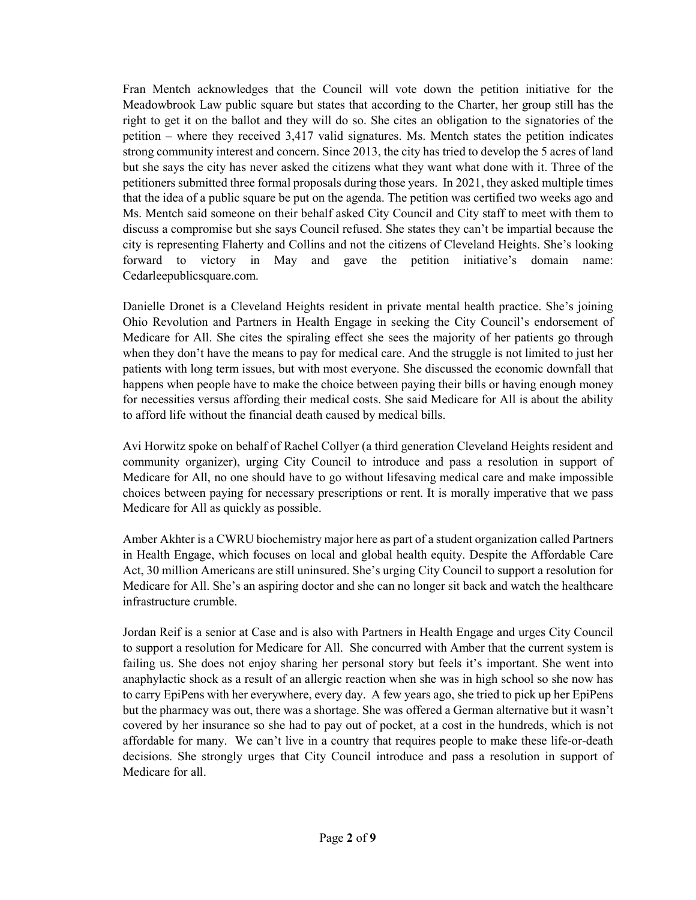Fran Mentch acknowledges that the Council will vote down the petition initiative for the Meadowbrook Law public square but states that according to the Charter, her group still has the right to get it on the ballot and they will do so. She cites an obligation to the signatories of the petition – where they received 3,417 valid signatures. Ms. Mentch states the petition indicates strong community interest and concern. Since 2013, the city has tried to develop the 5 acres of land but she says the city has never asked the citizens what they want what done with it. Three of the petitioners submitted three formal proposals during those years. In 2021, they asked multiple times that the idea of a public square be put on the agenda. The petition was certified two weeks ago and Ms. Mentch said someone on their behalf asked City Council and City staff to meet with them to discuss a compromise but she says Council refused. She states they can't be impartial because the city is representing Flaherty and Collins and not the citizens of Cleveland Heights. She's looking forward to victory in May and gave the petition initiative's domain name: Cedarleepublicsquare.com.

Danielle Dronet is a Cleveland Heights resident in private mental health practice. She's joining Ohio Revolution and Partners in Health Engage in seeking the City Council's endorsement of Medicare for All. She cites the spiraling effect she sees the majority of her patients go through when they don't have the means to pay for medical care. And the struggle is not limited to just her patients with long term issues, but with most everyone. She discussed the economic downfall that happens when people have to make the choice between paying their bills or having enough money for necessities versus affording their medical costs. She said Medicare for All is about the ability to afford life without the financial death caused by medical bills.

Avi Horwitz spoke on behalf of Rachel Collyer (a third generation Cleveland Heights resident and community organizer), urging City Council to introduce and pass a resolution in support of Medicare for All, no one should have to go without lifesaving medical care and make impossible choices between paying for necessary prescriptions or rent. It is morally imperative that we pass Medicare for All as quickly as possible.

Amber Akhter is a CWRU biochemistry major here as part of a student organization called Partners in Health Engage, which focuses on local and global health equity. Despite the Affordable Care Act, 30 million Americans are still uninsured. She's urging City Council to support a resolution for Medicare for All. She's an aspiring doctor and she can no longer sit back and watch the healthcare infrastructure crumble.

Jordan Reif is a senior at Case and is also with Partners in Health Engage and urges City Council to support a resolution for Medicare for All. She concurred with Amber that the current system is failing us. She does not enjoy sharing her personal story but feels it's important. She went into anaphylactic shock as a result of an allergic reaction when she was in high school so she now has to carry EpiPens with her everywhere, every day. A few years ago, she tried to pick up her EpiPens but the pharmacy was out, there was a shortage. She was offered a German alternative but it wasn't covered by her insurance so she had to pay out of pocket, at a cost in the hundreds, which is not affordable for many. We can't live in a country that requires people to make these life-or-death decisions. She strongly urges that City Council introduce and pass a resolution in support of Medicare for all.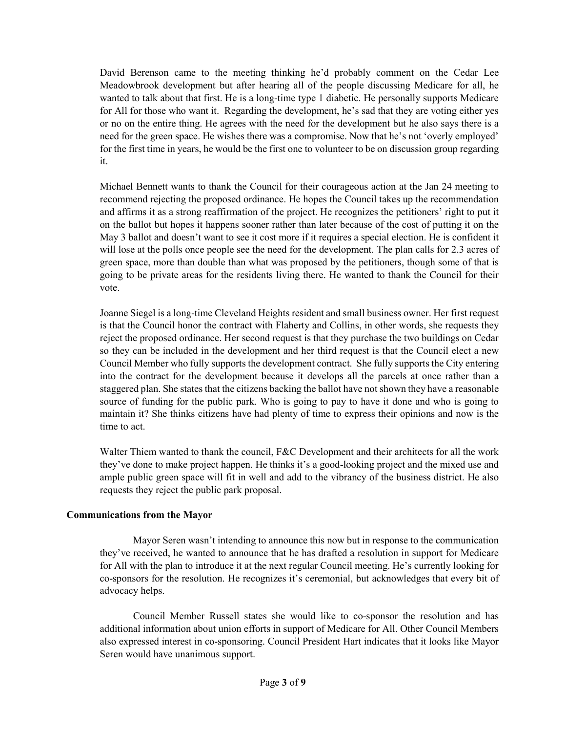David Berenson came to the meeting thinking he'd probably comment on the Cedar Lee Meadowbrook development but after hearing all of the people discussing Medicare for all, he wanted to talk about that first. He is a long-time type 1 diabetic. He personally supports Medicare for All for those who want it. Regarding the development, he's sad that they are voting either yes or no on the entire thing. He agrees with the need for the development but he also says there is a need for the green space. He wishes there was a compromise. Now that he's not 'overly employed' for the first time in years, he would be the first one to volunteer to be on discussion group regarding it.

Michael Bennett wants to thank the Council for their courageous action at the Jan 24 meeting to recommend rejecting the proposed ordinance. He hopes the Council takes up the recommendation and affirms it as a strong reaffirmation of the project. He recognizes the petitioners' right to put it on the ballot but hopes it happens sooner rather than later because of the cost of putting it on the May 3 ballot and doesn't want to see it cost more if it requires a special election. He is confident it will lose at the polls once people see the need for the development. The plan calls for 2.3 acres of green space, more than double than what was proposed by the petitioners, though some of that is going to be private areas for the residents living there. He wanted to thank the Council for their vote.

Joanne Siegel is a long-time Cleveland Heights resident and small business owner. Her first request is that the Council honor the contract with Flaherty and Collins, in other words, she requests they reject the proposed ordinance. Her second request is that they purchase the two buildings on Cedar so they can be included in the development and her third request is that the Council elect a new Council Member who fully supports the development contract. She fully supports the City entering into the contract for the development because it develops all the parcels at once rather than a staggered plan. She states that the citizens backing the ballot have not shown they have a reasonable source of funding for the public park. Who is going to pay to have it done and who is going to maintain it? She thinks citizens have had plenty of time to express their opinions and now is the time to act.

Walter Thiem wanted to thank the council, F&C Development and their architects for all the work they've done to make project happen. He thinks it's a good-looking project and the mixed use and ample public green space will fit in well and add to the vibrancy of the business district. He also requests they reject the public park proposal.

**Communications from the Mayor**

Mayor Seren wasn't intending to announce this now but in response to the communication they've received, he wanted to announce that he has drafted a resolution in support for Medicare for All with the plan to introduce it at the next regular Council meeting. He's currently looking for co-sponsors for the resolution. He recognizes it's ceremonial, but acknowledges that every bit of advocacy helps.

Council Member Russell states she would like to co-sponsor the resolution and has additional information about union efforts in support of Medicare for All. Other Council Members also expressed interest in co-sponsoring. Council President Hart indicates that it looks like Mayor Seren would have unanimous support.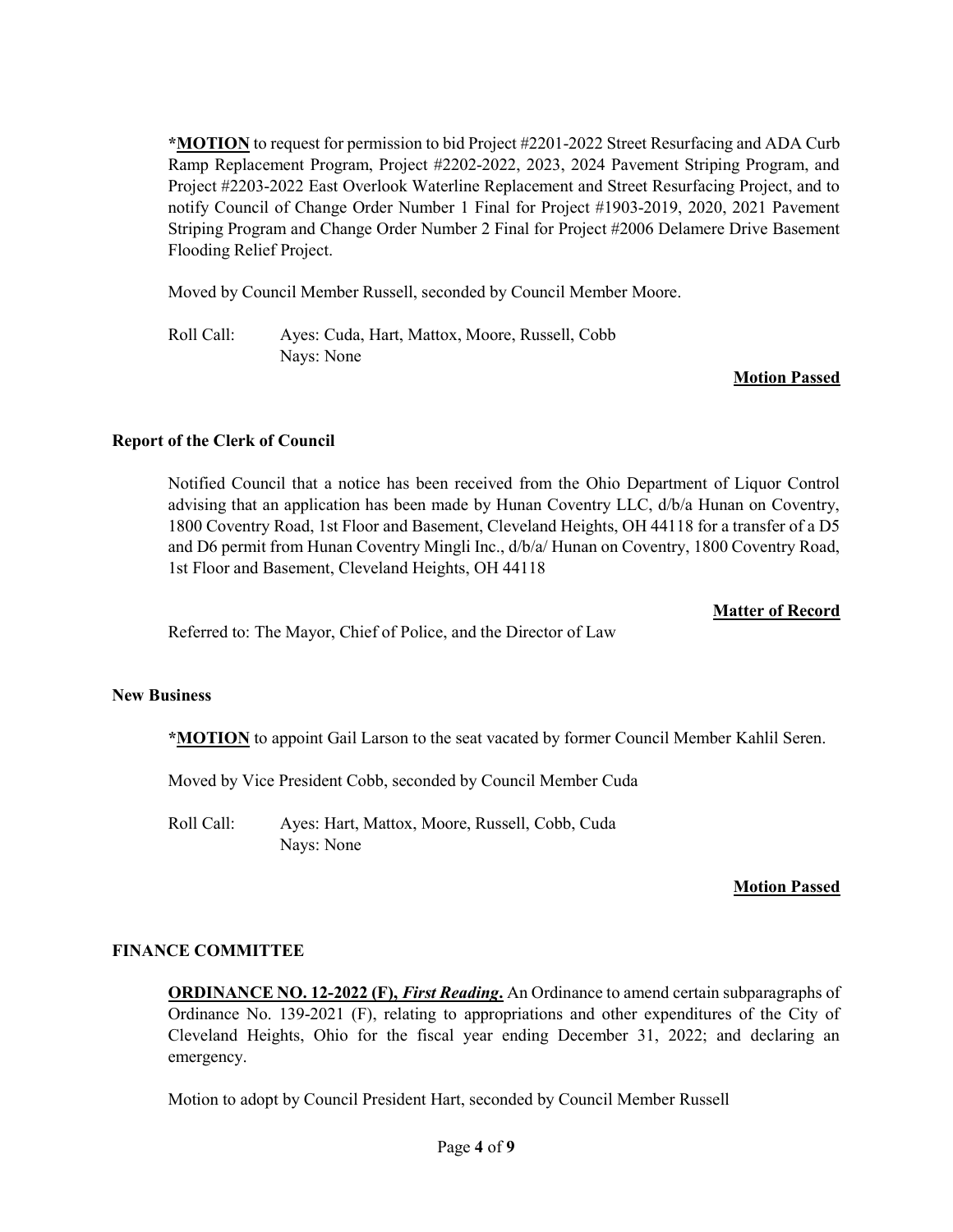***MOTION** to request for permission to bid Project #2201-2022 Street Resurfacing and ADA Curb Ramp Replacement Program, Project #2202-2022, 2023, 2024 Pavement Striping Program, and Project #2203-2022 East Overlook Waterline Replacement and Street Resurfacing Project, and to notify Council of Change Order Number 1 Final for Project #1903-2019, 2020, 2021 Pavement Striping Program and Change Order Number 2 Final for Project #2006 Delamere Drive Basement Flooding Relief Project.

Moved by Council Member Russell, seconded by Council Member Moore.

Roll Call: Ayes: Cuda, Hart, Mattox, Moore, Russell, Cobb
Nays: None

**Motion Passed**

### Report of the Clerk of Council

Notified Council that a notice has been received from the Ohio Department of Liquor Control advising that an application has been made by Hunan Coventry LLC, d/b/a Hunan on Coventry, 1800 Coventry Road, 1st Floor and Basement, Cleveland Heights, OH 44118 for a transfer of a D5 and D6 permit from Hunan Coventry Mingli Inc., d/b/a/ Hunan on Coventry, 1800 Coventry Road, 1st Floor and Basement, Cleveland Heights, OH 44118

**Matter of Record**

Referred to: The Mayor, Chief of Police, and the Director of Law

### New Business

***MOTION** to appoint Gail Larson to the seat vacated by former Council Member Kahlil Seren.

Moved by Vice President Cobb, seconded by Council Member Cuda

Roll Call: Ayes: Hart, Mattox, Moore, Russell, Cobb, Cuda
Nays: None

**Motion Passed**

### FINANCE COMMITTEE

**ORDINANCE NO. 12-2022 (F), *First Reading*.** An Ordinance to amend certain subparagraphs of Ordinance No. 139-2021 (F), relating to appropriations and other expenditures of the City of Cleveland Heights, Ohio for the fiscal year ending December 31, 2022; and declaring an emergency.

Motion to adopt by Council President Hart, seconded by Council Member Russell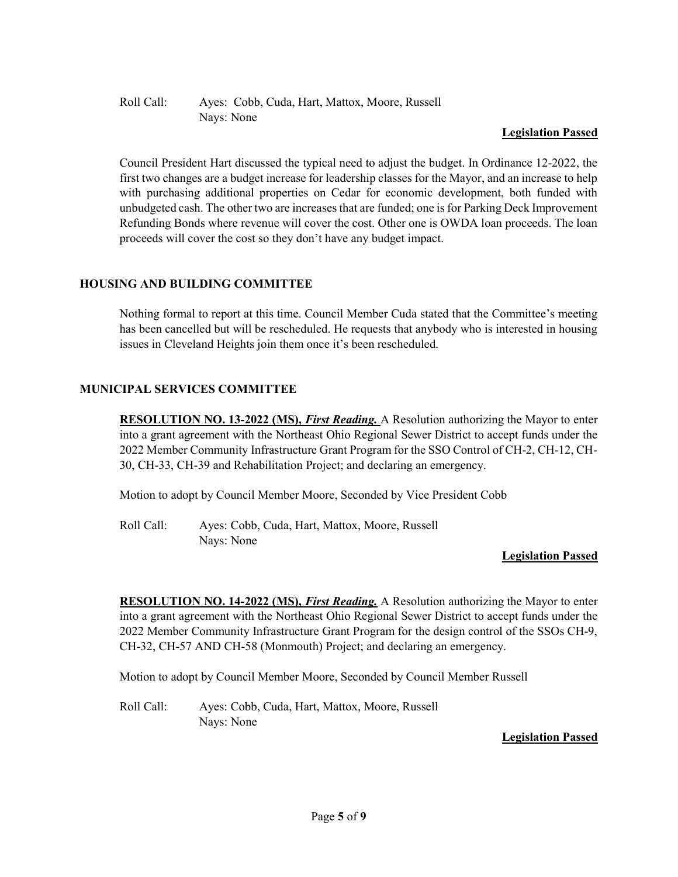Roll Call: Ayes: Cobb, Cuda, Hart, Mattox, Moore, Russell
Nays: None

**Legislation Passed**

Council President Hart discussed the typical need to adjust the budget. In Ordinance 12-2022, the first two changes are a budget increase for leadership classes for the Mayor, and an increase to help with purchasing additional properties on Cedar for economic development, both funded with unbudgeted cash. The other two are increases that are funded; one is for Parking Deck Improvement Refunding Bonds where revenue will cover the cost. Other one is OWDA loan proceeds. The loan proceeds will cover the cost so they don't have any budget impact.

## HOUSING AND BUILDING COMMITTEE

Nothing formal to report at this time. Council Member Cuda stated that the Committee's meeting has been cancelled but will be rescheduled. He requests that anybody who is interested in housing issues in Cleveland Heights join them once it's been rescheduled.

## MUNICIPAL SERVICES COMMITTEE

**RESOLUTION NO. 13-2022 (MS),** ***First Reading.*** A Resolution authorizing the Mayor to enter into a grant agreement with the Northeast Ohio Regional Sewer District to accept funds under the 2022 Member Community Infrastructure Grant Program for the SSO Control of CH-2, CH-12, CH-30, CH-33, CH-39 and Rehabilitation Project; and declaring an emergency.

Motion to adopt by Council Member Moore, Seconded by Vice President Cobb

Roll Call: Ayes: Cobb, Cuda, Hart, Mattox, Moore, Russell
Nays: None

**Legislation Passed**

**RESOLUTION NO. 14-2022 (MS),** ***First Reading.*** A Resolution authorizing the Mayor to enter into a grant agreement with the Northeast Ohio Regional Sewer District to accept funds under the 2022 Member Community Infrastructure Grant Program for the design control of the SSOs CH-9, CH-32, CH-57 AND CH-58 (Monmouth) Project; and declaring an emergency.

Motion to adopt by Council Member Moore, Seconded by Council Member Russell

Roll Call: Ayes: Cobb, Cuda, Hart, Mattox, Moore, Russell
Nays: None

**Legislation Passed**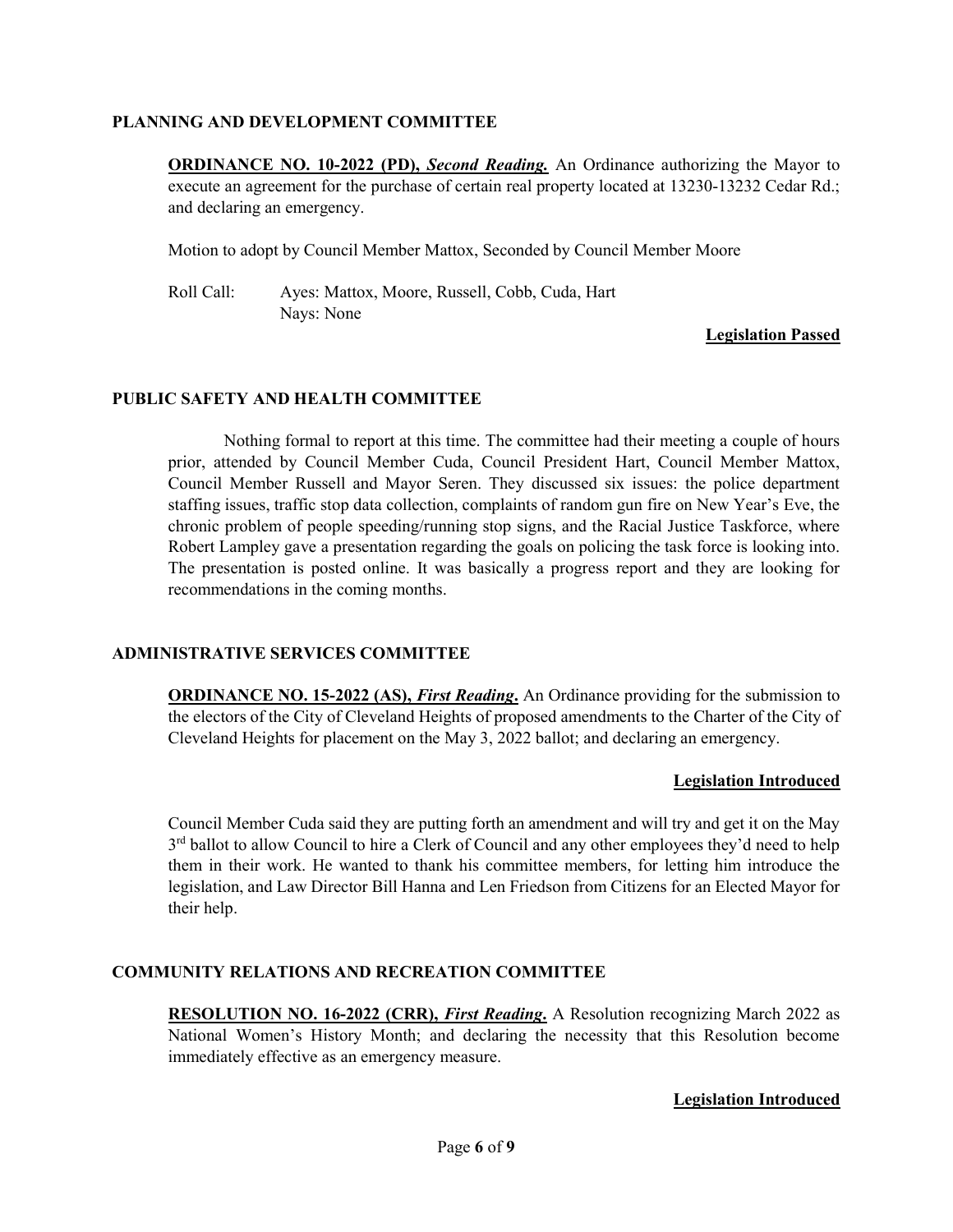## PLANNING AND DEVELOPMENT COMMITTEE

**ORDINANCE NO. 10-2022 (PD),** ***Second Reading.*** An Ordinance authorizing the Mayor to execute an agreement for the purchase of certain real property located at 13230-13232 Cedar Rd.; and declaring an emergency.

Motion to adopt by Council Member Mattox, Seconded by Council Member Moore

Roll Call: Ayes: Mattox, Moore, Russell, Cobb, Cuda, Hart
Nays: None

**Legislation Passed**

## PUBLIC SAFETY AND HEALTH COMMITTEE

Nothing formal to report at this time. The committee had their meeting a couple of hours prior, attended by Council Member Cuda, Council President Hart, Council Member Mattox, Council Member Russell and Mayor Seren. They discussed six issues: the police department staffing issues, traffic stop data collection, complaints of random gun fire on New Year's Eve, the chronic problem of people speeding/running stop signs, and the Racial Justice Taskforce, where Robert Lampley gave a presentation regarding the goals on policing the task force is looking into. The presentation is posted online. It was basically a progress report and they are looking for recommendations in the coming months.

## ADMINISTRATIVE SERVICES COMMITTEE

**ORDINANCE NO. 15-2022 (AS),** ***First Reading*****.** An Ordinance providing for the submission to the electors of the City of Cleveland Heights of proposed amendments to the Charter of the City of Cleveland Heights for placement on the May 3, 2022 ballot; and declaring an emergency.

**Legislation Introduced**

Council Member Cuda said they are putting forth an amendment and will try and get it on the May 3rd ballot to allow Council to hire a Clerk of Council and any other employees they'd need to help them in their work. He wanted to thank his committee members, for letting him introduce the legislation, and Law Director Bill Hanna and Len Friedson from Citizens for an Elected Mayor for their help.

## COMMUNITY RELATIONS AND RECREATION COMMITTEE

**RESOLUTION NO. 16-2022 (CRR),** ***First Reading*****.** A Resolution recognizing March 2022 as National Women's History Month; and declaring the necessity that this Resolution become immediately effective as an emergency measure.

**Legislation Introduced**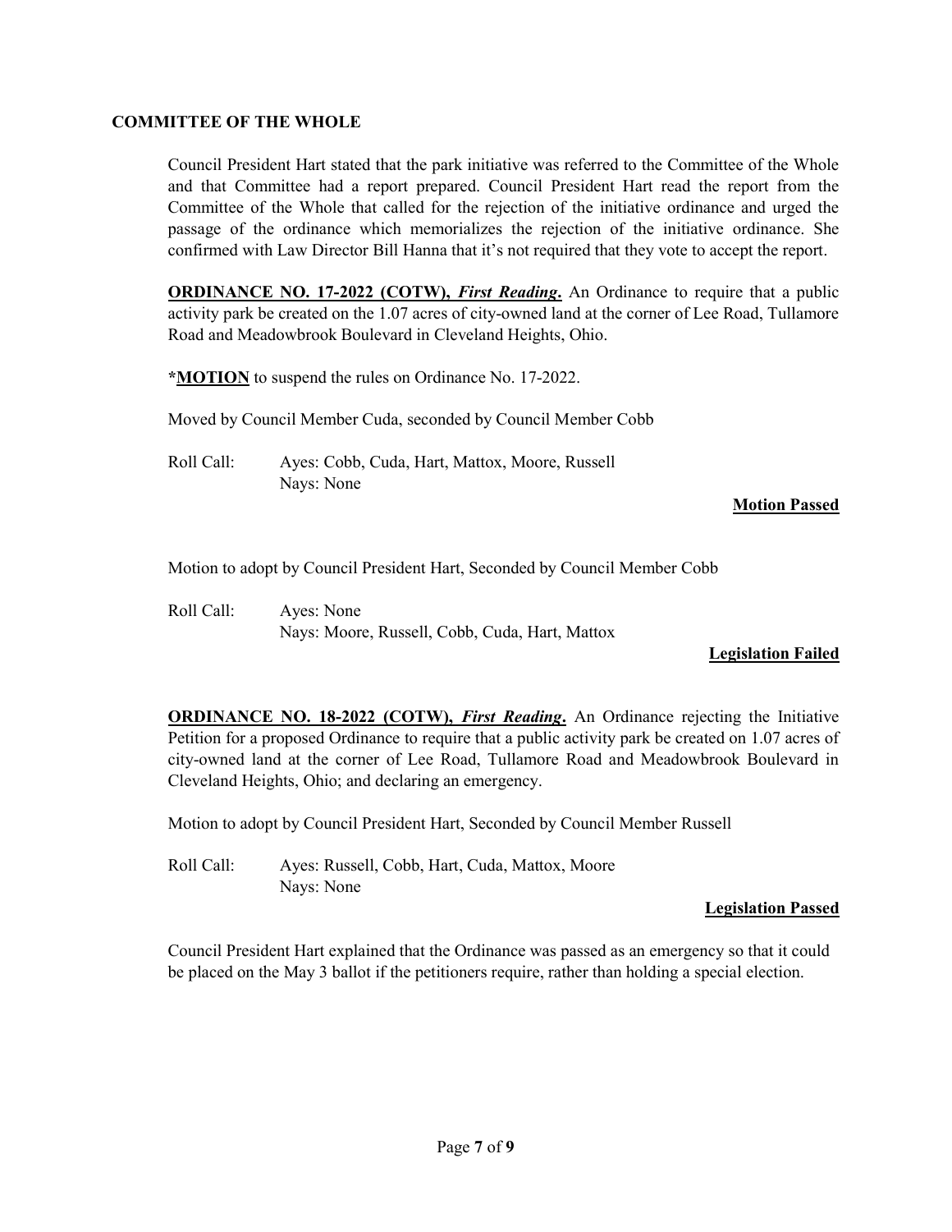## COMMITTEE OF THE WHOLE

Council President Hart stated that the park initiative was referred to the Committee of the Whole and that Committee had a report prepared. Council President Hart read the report from the Committee of the Whole that called for the rejection of the initiative ordinance and urged the passage of the ordinance which memorializes the rejection of the initiative ordinance. She confirmed with Law Director Bill Hanna that it's not required that they vote to accept the report.

**ORDINANCE NO. 17-2022 (COTW),** ***First Reading*****.** An Ordinance to require that a public activity park be created on the 1.07 acres of city-owned land at the corner of Lee Road, Tullamore Road and Meadowbrook Boulevard in Cleveland Heights, Ohio.

***MOTION** to suspend the rules on Ordinance No. 17-2022.

Moved by Council Member Cuda, seconded by Council Member Cobb

Roll Call: Ayes: Cobb, Cuda, Hart, Mattox, Moore, Russell
Nays: None

**Motion Passed**

Motion to adopt by Council President Hart, Seconded by Council Member Cobb

Roll Call: Ayes: None
Nays: Moore, Russell, Cobb, Cuda, Hart, Mattox

**Legislation Failed**

**ORDINANCE NO. 18-2022 (COTW),** ***First Reading*****.** An Ordinance rejecting the Initiative Petition for a proposed Ordinance to require that a public activity park be created on 1.07 acres of city-owned land at the corner of Lee Road, Tullamore Road and Meadowbrook Boulevard in Cleveland Heights, Ohio; and declaring an emergency.

Motion to adopt by Council President Hart, Seconded by Council Member Russell

Roll Call: Ayes: Russell, Cobb, Hart, Cuda, Mattox, Moore
Nays: None

**Legislation Passed**

Council President Hart explained that the Ordinance was passed as an emergency so that it could be placed on the May 3 ballot if the petitioners require, rather than holding a special election.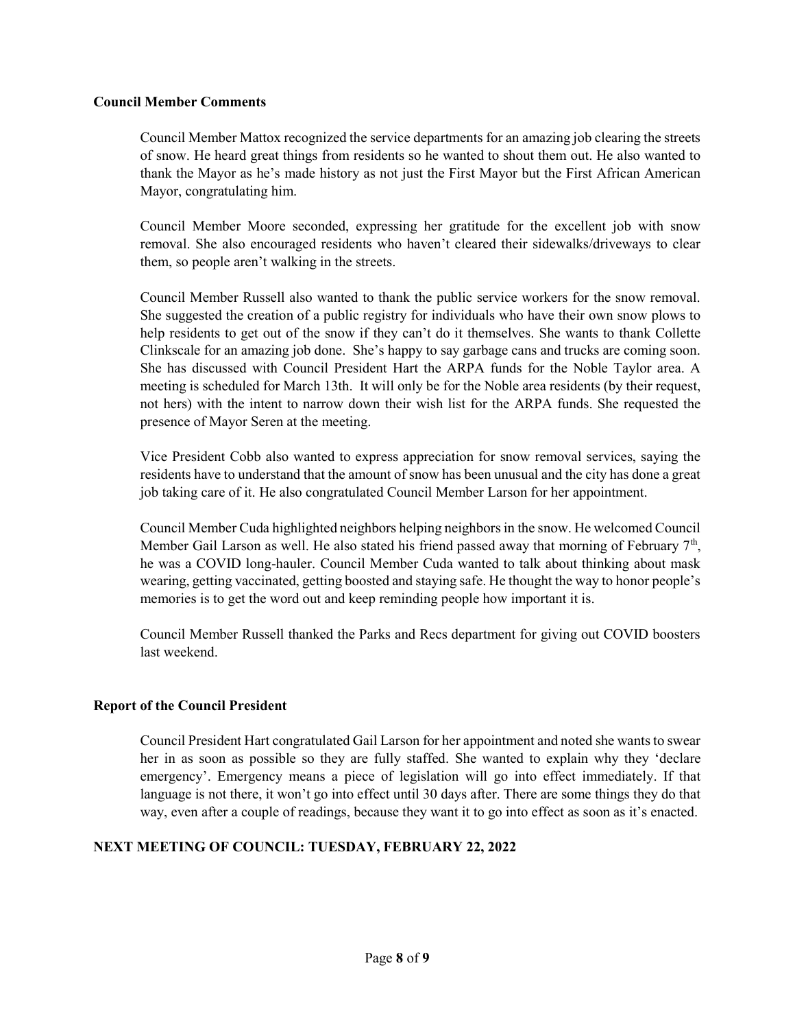**Council Member Comments**

Council Member Mattox recognized the service departments for an amazing job clearing the streets of snow. He heard great things from residents so he wanted to shout them out. He also wanted to thank the Mayor as he's made history as not just the First Mayor but the First African American Mayor, congratulating him.

Council Member Moore seconded, expressing her gratitude for the excellent job with snow removal. She also encouraged residents who haven't cleared their sidewalks/driveways to clear them, so people aren't walking in the streets.

Council Member Russell also wanted to thank the public service workers for the snow removal. She suggested the creation of a public registry for individuals who have their own snow plows to help residents to get out of the snow if they can't do it themselves. She wants to thank Collette Clinkscale for an amazing job done. She's happy to say garbage cans and trucks are coming soon. She has discussed with Council President Hart the ARPA funds for the Noble Taylor area. A meeting is scheduled for March 13th. It will only be for the Noble area residents (by their request, not hers) with the intent to narrow down their wish list for the ARPA funds. She requested the presence of Mayor Seren at the meeting.

Vice President Cobb also wanted to express appreciation for snow removal services, saying the residents have to understand that the amount of snow has been unusual and the city has done a great job taking care of it. He also congratulated Council Member Larson for her appointment.

Council Member Cuda highlighted neighbors helping neighbors in the snow. He welcomed Council Member Gail Larson as well. He also stated his friend passed away that morning of February 7th, he was a COVID long-hauler. Council Member Cuda wanted to talk about thinking about mask wearing, getting vaccinated, getting boosted and staying safe. He thought the way to honor people's memories is to get the word out and keep reminding people how important it is.

Council Member Russell thanked the Parks and Recs department for giving out COVID boosters last weekend.

**Report of the Council President**

Council President Hart congratulated Gail Larson for her appointment and noted she wants to swear her in as soon as possible so they are fully staffed. She wanted to explain why they 'declare emergency'. Emergency means a piece of legislation will go into effect immediately. If that language is not there, it won't go into effect until 30 days after. There are some things they do that way, even after a couple of readings, because they want it to go into effect as soon as it's enacted.

**NEXT MEETING OF COUNCIL: TUESDAY, FEBRUARY 22, 2022**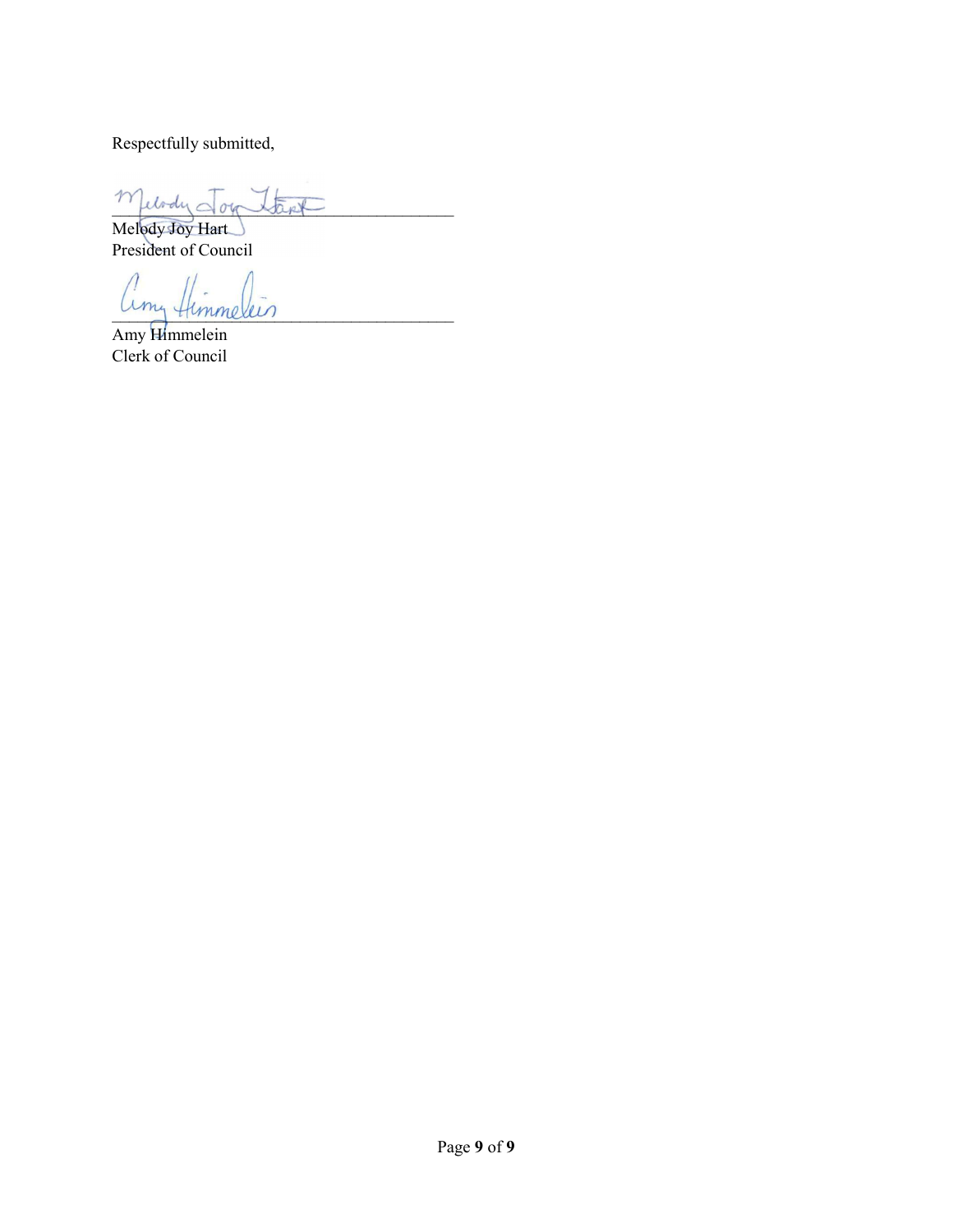Respectfully submitted,

\_\_\_\_\_\_\_\_\_\_\_\_\_\_\_\_\_\_\_\_\_\_\_\_\_\_\_\_\_\_\_\_\_\_\_\_\_\_\_\_

Melody Joy Hart
President of Council

\_\_\_\_\_\_\_\_\_\_\_\_\_\_\_\_\_\_\_\_\_\_\_\_\_\_\_\_\_\_\_\_\_\_\_\_\_\_\_\_

Amy Himmelein
Clerk of Council